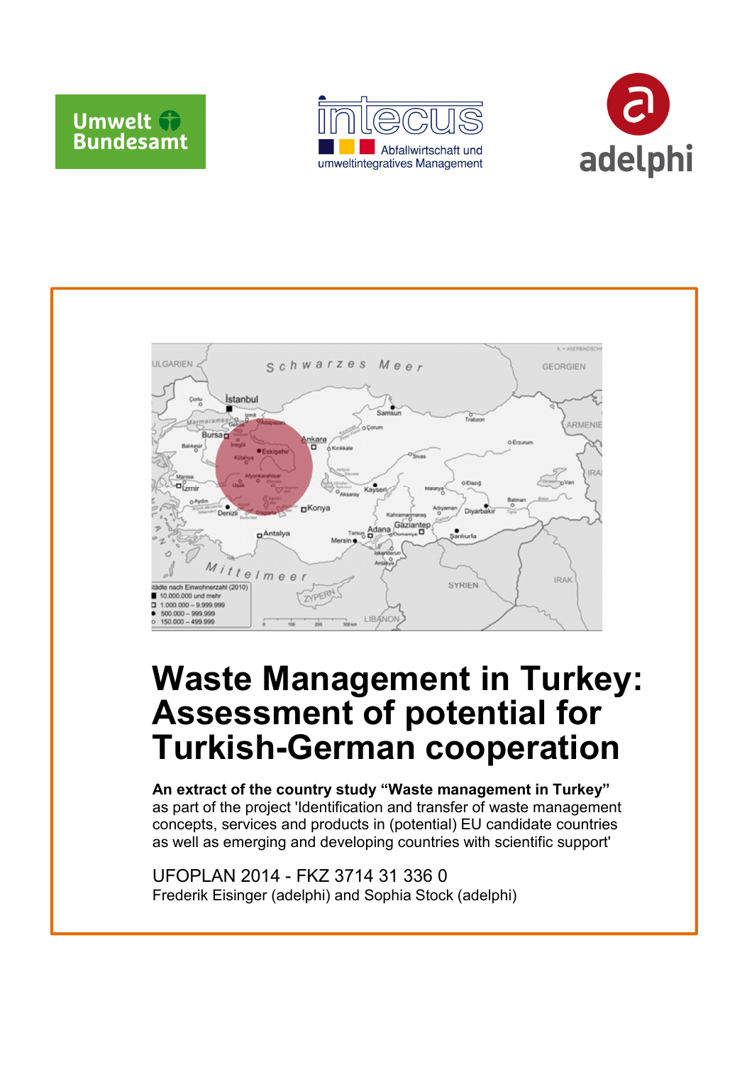# Waste Management in Turkey: Assessment of potential for Turkish-German cooperation

**An extract of the country study "Waste management in Turkey"** as part of the project 'Identification and transfer of waste management concepts, services and products in (potential) EU candidate countries as well as emerging and developing countries with scientific support'

UFOPLAN 2014 - FKZ 3714 31 336 0

Frederik Eisinger (adelphi) and Sophia Stock (adelphi)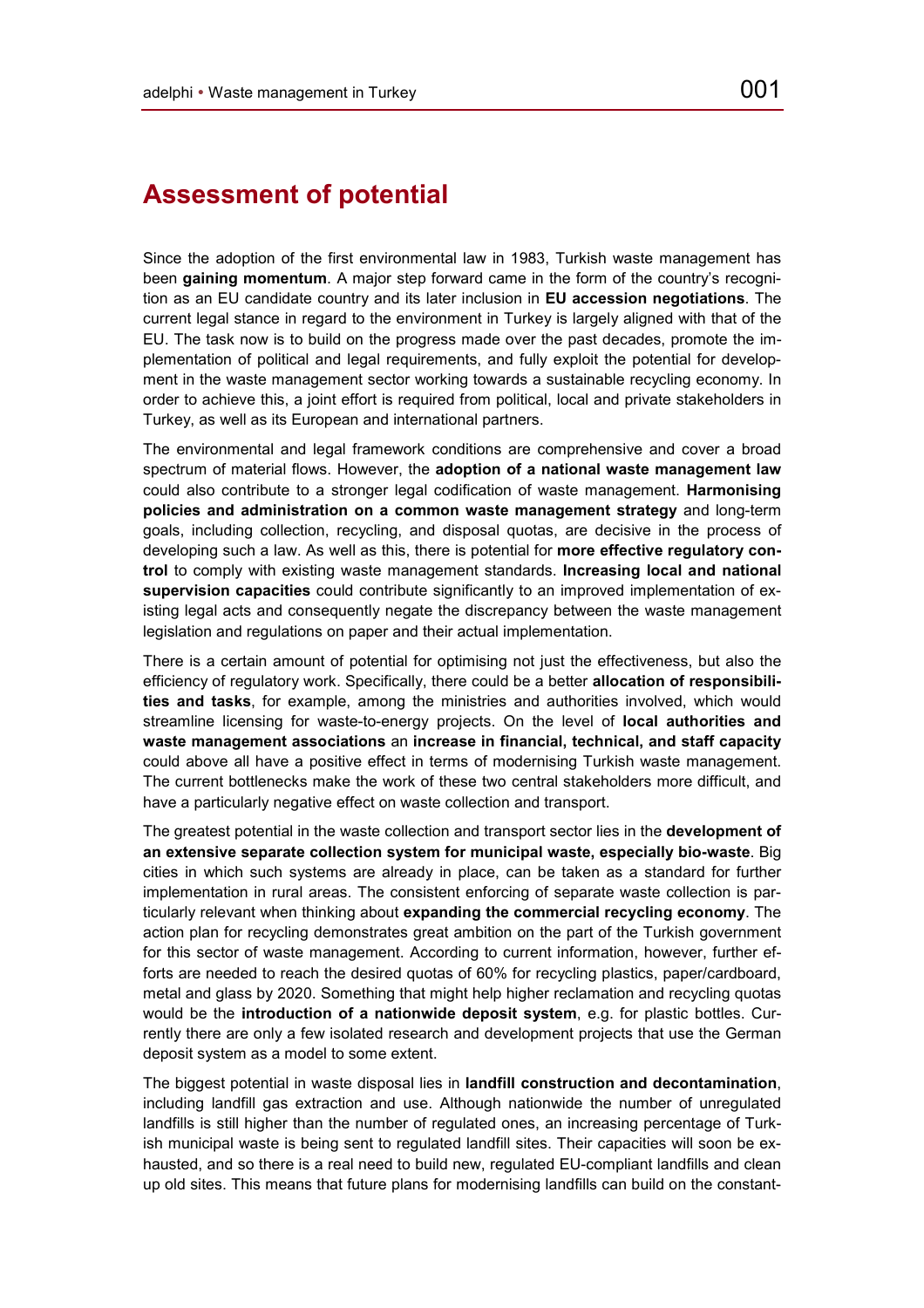## Assessment of potential

Since the adoption of the first environmental law in 1983, Turkish waste management has been **gaining momentum**. A major step forward came in the form of the country's recognition as an EU candidate country and its later inclusion in **EU accession negotiations**. The current legal stance in regard to the environment in Turkey is largely aligned with that of the EU. The task now is to build on the progress made over the past decades, promote the implementation of political and legal requirements, and fully exploit the potential for development in the waste management sector working towards a sustainable recycling economy. In order to achieve this, a joint effort is required from political, local and private stakeholders in Turkey, as well as its European and international partners.

The environmental and legal framework conditions are comprehensive and cover a broad spectrum of material flows. However, the **adoption of a national waste management law** could also contribute to a stronger legal codification of waste management. **Harmonising policies and administration on a common waste management strategy** and long-term goals, including collection, recycling, and disposal quotas, are decisive in the process of developing such a law. As well as this, there is potential for **more effective regulatory control** to comply with existing waste management standards. **Increasing local and national supervision capacities** could contribute significantly to an improved implementation of existing legal acts and consequently negate the discrepancy between the waste management legislation and regulations on paper and their actual implementation.

There is a certain amount of potential for optimising not just the effectiveness, but also the efficiency of regulatory work. Specifically, there could be a better **allocation of responsibilities and tasks**, for example, among the ministries and authorities involved, which would streamline licensing for waste-to-energy projects. On the level of **local authorities and waste management associations** an **increase in financial, technical, and staff capacity** could above all have a positive effect in terms of modernising Turkish waste management. The current bottlenecks make the work of these two central stakeholders more difficult, and have a particularly negative effect on waste collection and transport.

The greatest potential in the waste collection and transport sector lies in the **development of an extensive separate collection system for municipal waste, especially bio-waste**. Big cities in which such systems are already in place, can be taken as a standard for further implementation in rural areas. The consistent enforcing of separate waste collection is particularly relevant when thinking about **expanding the commercial recycling economy**. The action plan for recycling demonstrates great ambition on the part of the Turkish government for this sector of waste management. According to current information, however, further efforts are needed to reach the desired quotas of 60% for recycling plastics, paper/cardboard, metal and glass by 2020. Something that might help higher reclamation and recycling quotas would be the **introduction of a nationwide deposit system**, e.g. for plastic bottles. Currently there are only a few isolated research and development projects that use the German deposit system as a model to some extent.

The biggest potential in waste disposal lies in **landfill construction and decontamination**, including landfill gas extraction and use. Although nationwide the number of unregulated landfills is still higher than the number of regulated ones, an increasing percentage of Turkish municipal waste is being sent to regulated landfill sites. Their capacities will soon be exhausted, and so there is a real need to build new, regulated EU-compliant landfills and clean up old sites. This means that future plans for modernising landfills can build on the constant-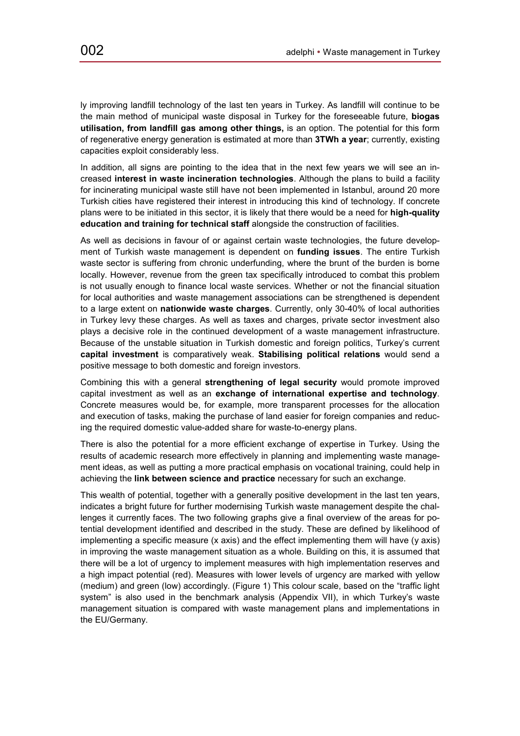ly improving landfill technology of the last ten years in Turkey. As landfill will continue to be the main method of municipal waste disposal in Turkey for the foreseeable future, **biogas utilisation, from landfill gas among other things,** is an option. The potential for this form of regenerative energy generation is estimated at more than **3TWh a year**; currently, existing capacities exploit considerably less.

In addition, all signs are pointing to the idea that in the next few years we will see an increased **interest in waste incineration technologies**. Although the plans to build a facility for incinerating municipal waste still have not been implemented in Istanbul, around 20 more Turkish cities have registered their interest in introducing this kind of technology. If concrete plans were to be initiated in this sector, it is likely that there would be a need for **high-quality education and training for technical staff** alongside the construction of facilities.

As well as decisions in favour of or against certain waste technologies, the future development of Turkish waste management is dependent on **funding issues**. The entire Turkish waste sector is suffering from chronic underfunding, where the brunt of the burden is borne locally. However, revenue from the green tax specifically introduced to combat this problem is not usually enough to finance local waste services. Whether or not the financial situation for local authorities and waste management associations can be strengthened is dependent to a large extent on **nationwide waste charges**. Currently, only 30-40% of local authorities in Turkey levy these charges. As well as taxes and charges, private sector investment also plays a decisive role in the continued development of a waste management infrastructure. Because of the unstable situation in Turkish domestic and foreign politics, Turkey's current **capital investment** is comparatively weak. **Stabilising political relations** would send a positive message to both domestic and foreign investors.

Combining this with a general **strengthening of legal security** would promote improved capital investment as well as an **exchange of international expertise and technology**. Concrete measures would be, for example, more transparent processes for the allocation and execution of tasks, making the purchase of land easier for foreign companies and reducing the required domestic value-added share for waste-to-energy plans.

There is also the potential for a more efficient exchange of expertise in Turkey. Using the results of academic research more effectively in planning and implementing waste management ideas, as well as putting a more practical emphasis on vocational training, could help in achieving the **link between science and practice** necessary for such an exchange.

This wealth of potential, together with a generally positive development in the last ten years, indicates a bright future for further modernising Turkish waste management despite the challenges it currently faces. The two following graphs give a final overview of the areas for potential development identified and described in the study. These are defined by likelihood of implementing a specific measure (x axis) and the effect implementing them will have (y axis) in improving the waste management situation as a whole. Building on this, it is assumed that there will be a lot of urgency to implement measures with high implementation reserves and a high impact potential (red). Measures with lower levels of urgency are marked with yellow (medium) and green (low) accordingly. (Figure 1) This colour scale, based on the "traffic light system" is also used in the benchmark analysis (Appendix VII), in which Turkey's waste management situation is compared with waste management plans and implementations in the EU/Germany.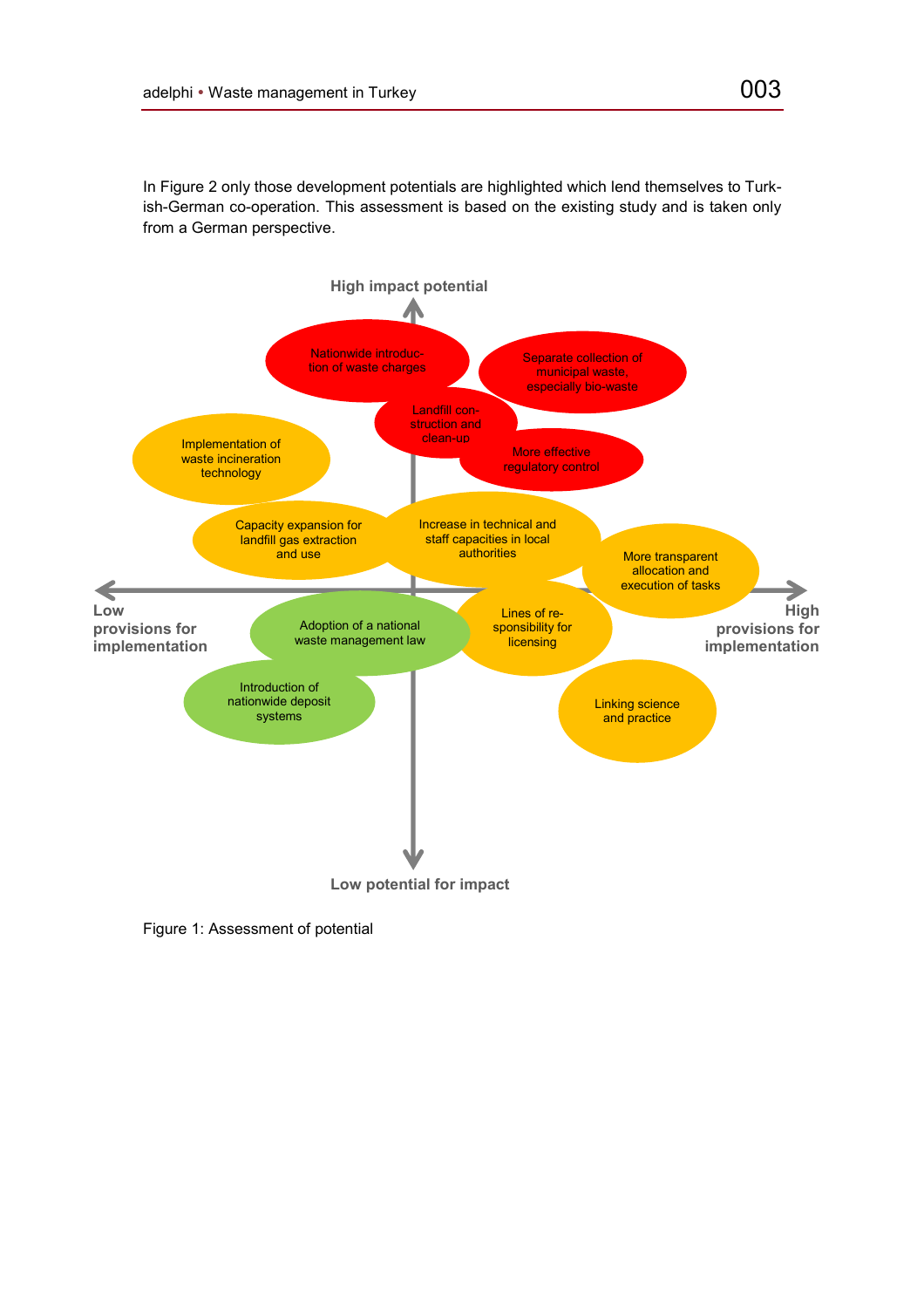In Figure 2 only those development potentials are highlighted which lend themselves to Turkish-German co-operation. This assessment is based on the existing study and is taken only from a German perspective.

High impact potential

Nationwide introduction of waste charges

Separate collection of municipal waste, especially bio-waste

Landfill construction and clean-up

More effective regulatory control

Implementation of waste incineration technology

Capacity expansion for landfill gas extraction and use

Increase in technical and staff capacities in local authorities

More transparent allocation and execution of tasks

Low provisions for implementation

High provisions for implementation

Adoption of a national waste management law

Lines of responsibility for licensing

Introduction of nationwide deposit systems

Linking science and practice

Low potential for impact

Figure 1: Assessment of potential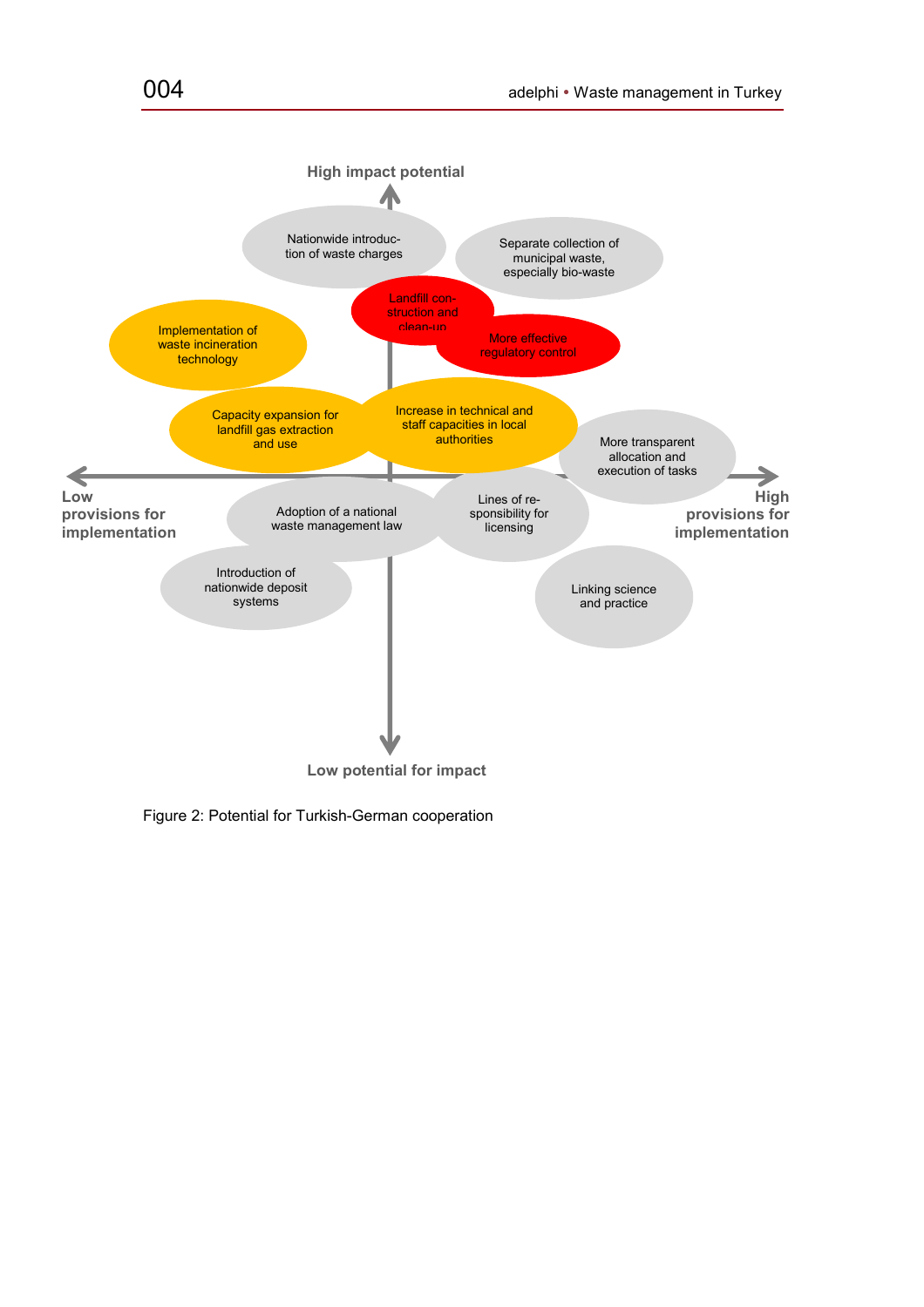High impact potential

Nationwide introduction of waste charges

Separate collection of municipal waste, especially bio-waste

Landfill construction and clean-up

More effective regulatory control

Implementation of waste incineration technology

Capacity expansion for landfill gas extraction and use

Increase in technical and staff capacities in local authorities

More transparent allocation and execution of tasks

Low provisions for implementation

High provisions for implementation

Adoption of a national waste management law

Lines of responsibility for licensing

Introduction of nationwide deposit systems

Linking science and practice

Low potential for impact

Figure 2: Potential for Turkish-German cooperation